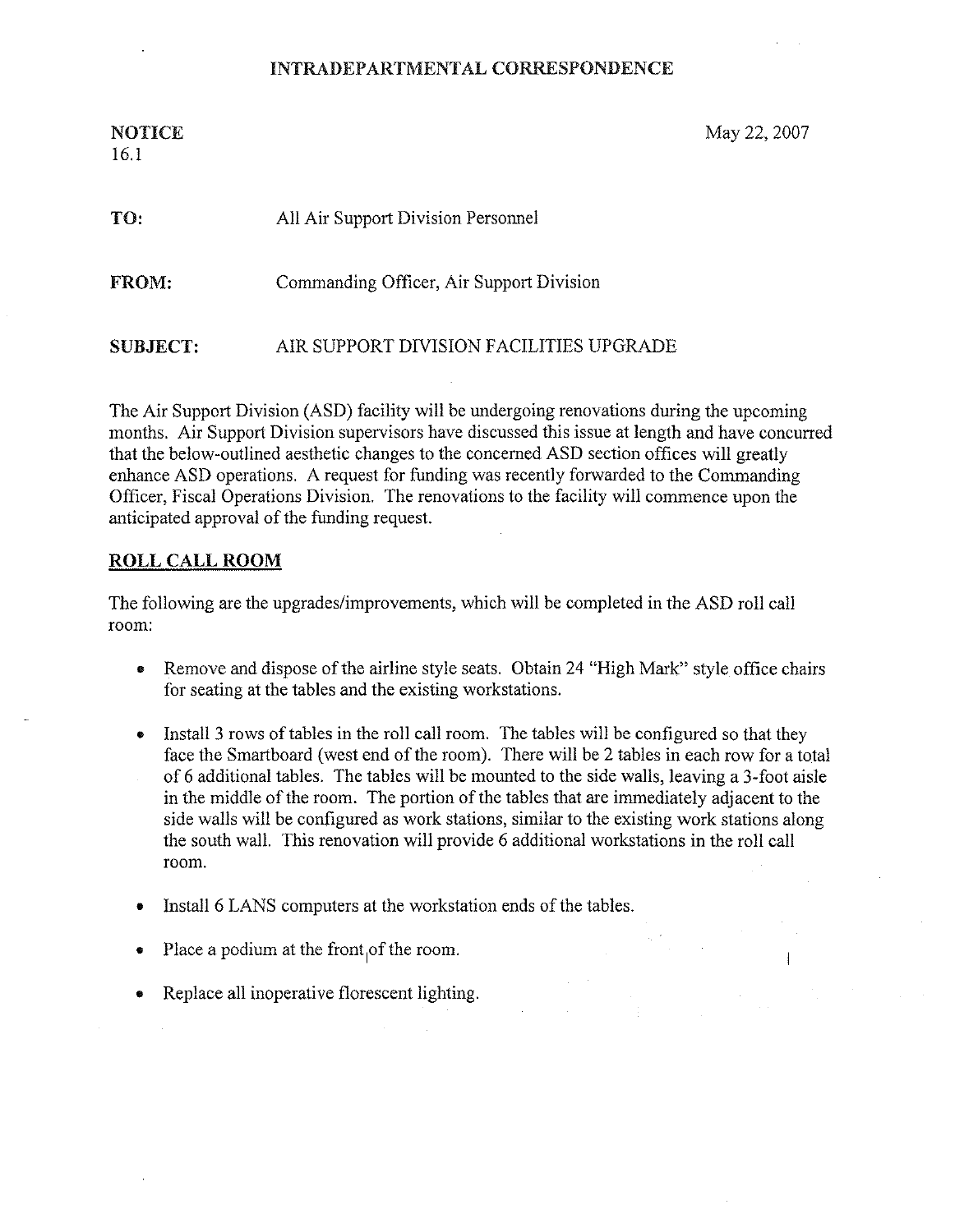# INTRADEPARTMENTAL CORRESPONDENCE

**NOTICE**
16.1

May 22, 2007

**TO:** All Air Support Division Personnel

**FROM:** Commanding Officer, Air Support Division

**SUBJECT:** AIR SUPPORT DIVISION FACILITIES UPGRADE

The Air Support Division (ASD) facility will be undergoing renovations during the upcoming months. Air Support Division supervisors have discussed this issue at length and have concurred that the below-outlined aesthetic changes to the concerned ASD section offices will greatly enhance ASD operations. A request for funding was recently forwarded to the Commanding Officer, Fiscal Operations Division. The renovations to the facility will commence upon the anticipated approval of the funding request.

## ROLL CALL ROOM

The following are the upgrades/improvements, which will be completed in the ASD roll call room:

- Remove and dispose of the airline style seats. Obtain 24 "High Mark" style office chairs for seating at the tables and the existing workstations.
- Install 3 rows of tables in the roll call room. The tables will be configured so that they face the Smartboard (west end of the room). There will be 2 tables in each row for a total of 6 additional tables. The tables will be mounted to the side walls, leaving a 3-foot aisle in the middle of the room. The portion of the tables that are immediately adjacent to the side walls will be configured as work stations, similar to the existing work stations along the south wall. This renovation will provide 6 additional workstations in the roll call room.
- Install 6 LANS computers at the workstation ends of the tables.
- Place a podium at the front of the room.
- Replace all inoperative florescent lighting.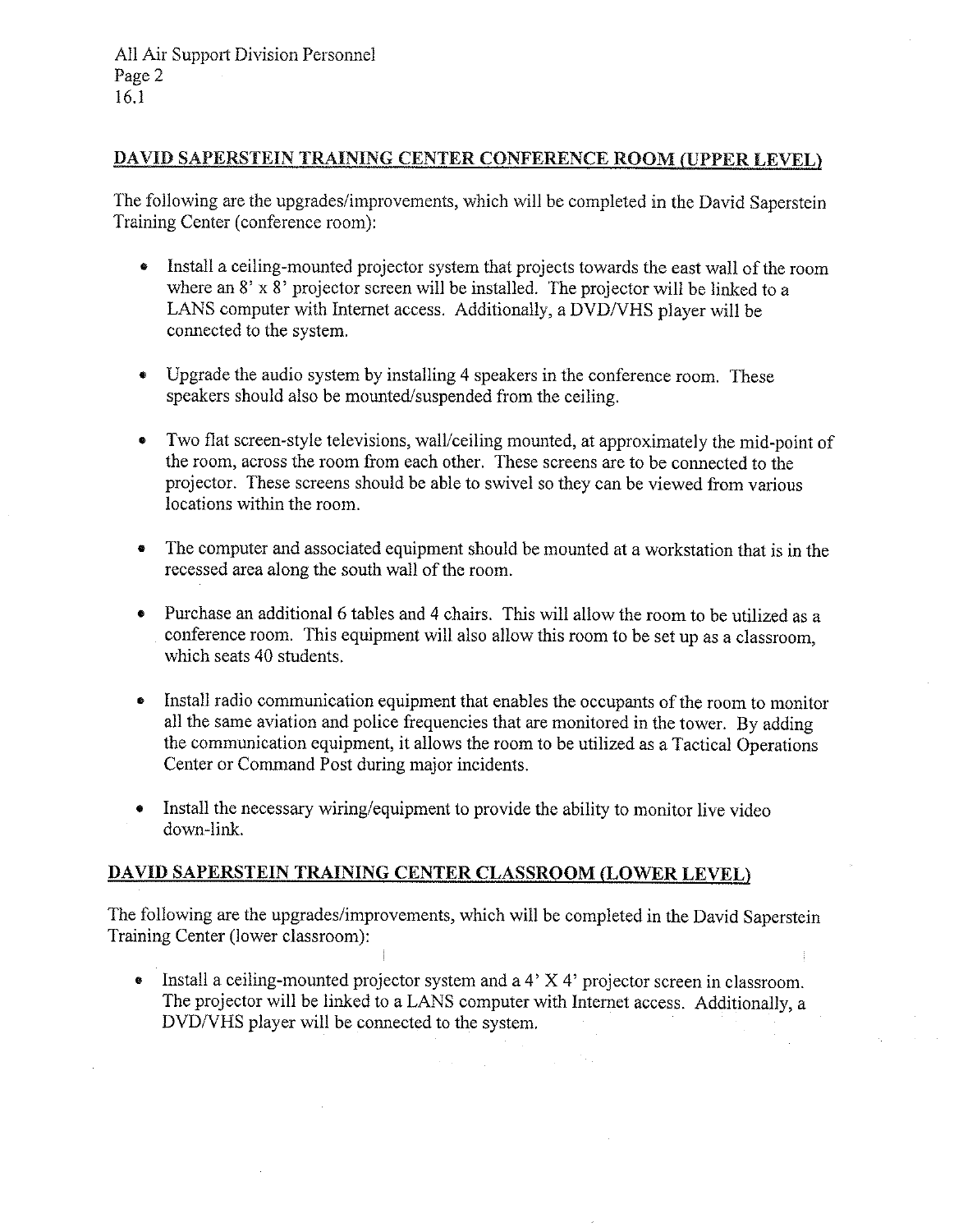## DAVID SAPERSTEIN TRAINING CENTER CONFERENCE ROOM (UPPER LEVEL)

The following are the upgrades/improvements, which will be completed in the David Saperstein Training Center (conference room):

- Install a ceiling-mounted projector system that projects towards the east wall of the room where an 8' x 8' projector screen will be installed. The projector will be linked to a LANS computer with Internet access. Additionally, a DVD/VHS player will be connected to the system.
- Upgrade the audio system by installing 4 speakers in the conference room. These speakers should also be mounted/suspended from the ceiling.
- Two flat screen-style televisions, wall/ceiling mounted, at approximately the mid-point of the room, across the room from each other. These screens are to be connected to the projector. These screens should be able to swivel so they can be viewed from various locations within the room.
- The computer and associated equipment should be mounted at a workstation that is in the recessed area along the south wall of the room.
- Purchase an additional 6 tables and 4 chairs. This will allow the room to be utilized as a conference room. This equipment will also allow this room to be set up as a classroom, which seats 40 students.
- Install radio communication equipment that enables the occupants of the room to monitor all the same aviation and police frequencies that are monitored in the tower. By adding the communication equipment, it allows the room to be utilized as a Tactical Operations Center or Command Post during major incidents.
- Install the necessary wiring/equipment to provide the ability to monitor live video down-link.

## DAVID SAPERSTEIN TRAINING CENTER CLASSROOM (LOWER LEVEL)

The following are the upgrades/improvements, which will be completed in the David Saperstein Training Center (lower classroom):

- Install a ceiling-mounted projector system and a 4' X 4' projector screen in classroom. The projector will be linked to a LANS computer with Internet access. Additionally, a DVD/VHS player will be connected to the system.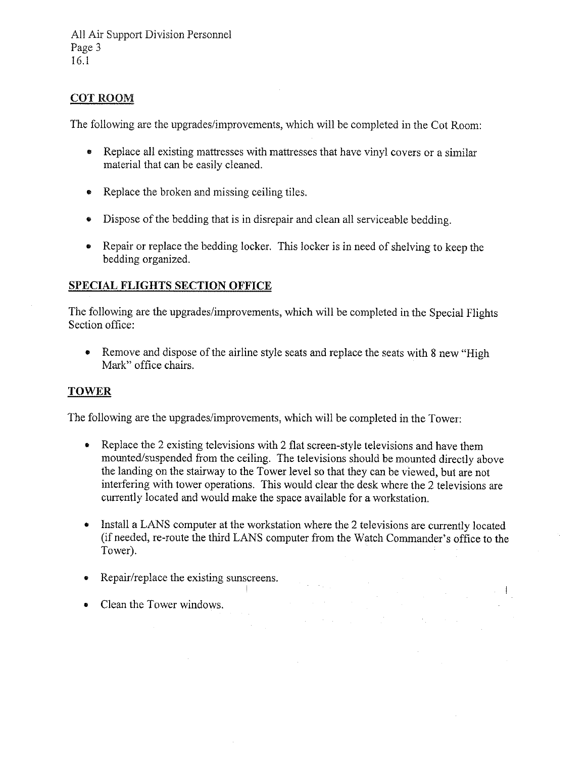## COT ROOM

The following are the upgrades/improvements, which will be completed in the Cot Room:

- Replace all existing mattresses with mattresses that have vinyl covers or a similar material that can be easily cleaned.
- Replace the broken and missing ceiling tiles.
- Dispose of the bedding that is in disrepair and clean all serviceable bedding.
- Repair or replace the bedding locker. This locker is in need of shelving to keep the bedding organized.

## SPECIAL FLIGHTS SECTION OFFICE

The following are the upgrades/improvements, which will be completed in the Special Flights Section office:

- Remove and dispose of the airline style seats and replace the seats with 8 new "High Mark" office chairs.

## TOWER

The following are the upgrades/improvements, which will be completed in the Tower:

- Replace the 2 existing televisions with 2 flat screen-style televisions and have them mounted/suspended from the ceiling. The televisions should be mounted directly above the landing on the stairway to the Tower level so that they can be viewed, but are not interfering with tower operations. This would clear the desk where the 2 televisions are currently located and would make the space available for a workstation.
- Install a LANS computer at the workstation where the 2 televisions are currently located (if needed, re-route the third LANS computer from the Watch Commander's office to the Tower).
- Repair/replace the existing sunscreens.
- Clean the Tower windows.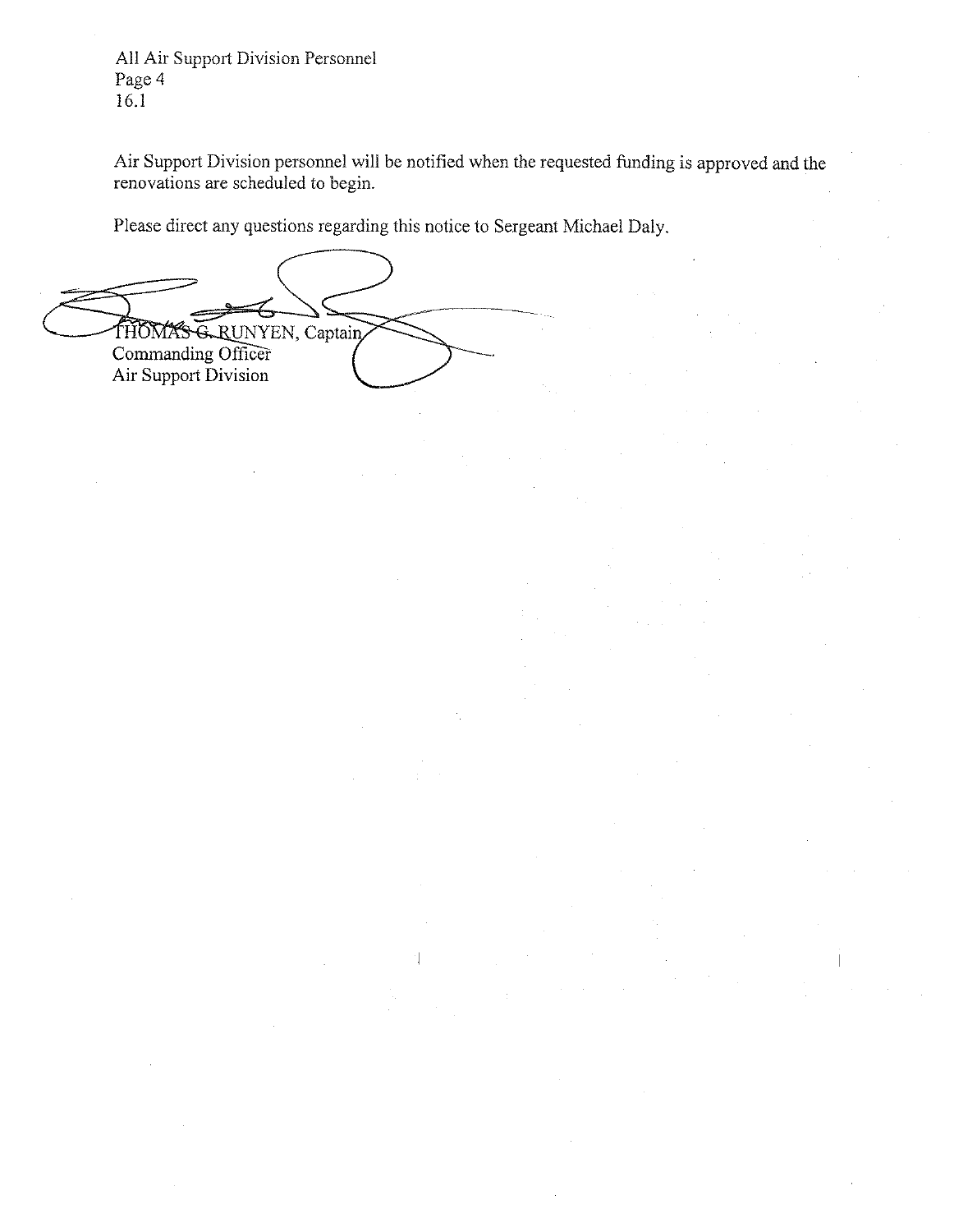Air Support Division personnel will be notified when the requested funding is approved and the renovations are scheduled to begin.

Please direct any questions regarding this notice to Sergeant Michael Daly.

THOMAS G. RUNYEN, Captain
Commanding Officer
Air Support Division